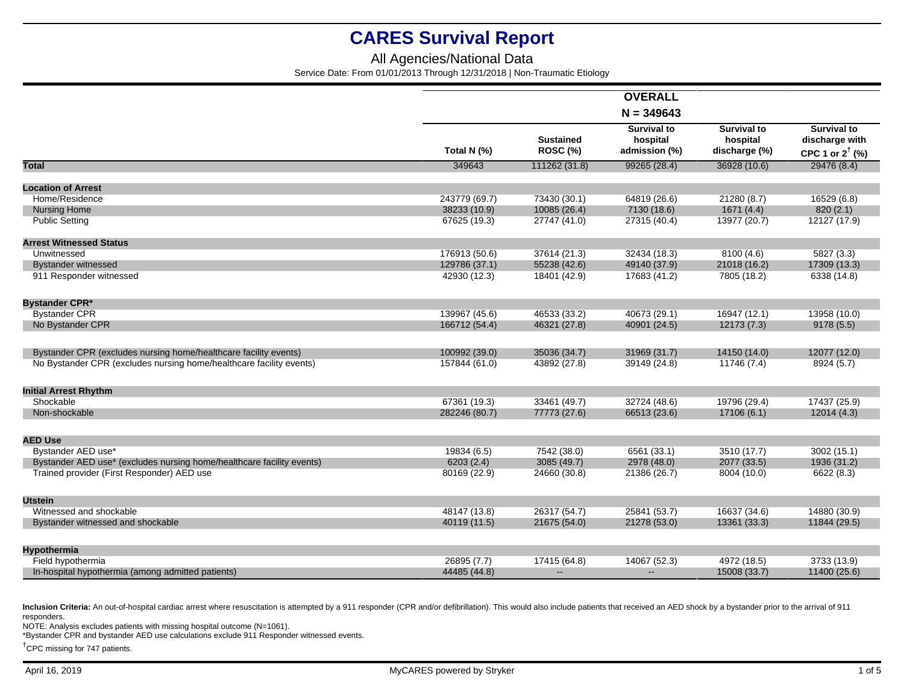# CARES Survival Report

## All Agencies/National Data

Service Date: From 01/01/2013 Through 12/31/2018 | Non-Traumatic Etiology

| | OVERALL N = 349643 | | | | |
|---|---|---|---|---|---|
| | Total N (%) | Sustained ROSC (%) | Survival to hospital admission (%) | Survival to hospital discharge (%) | Survival to discharge with CPC 1 or 2† (%) |
| **Total** | 349643 | 111262 (31.8) | 99265 (28.4) | 36928 (10.6) | 29476 (8.4) |
| **Location of Arrest** | | | | | |
| Home/Residence | 243779 (69.7) | 73430 (30.1) | 64819 (26.6) | 21280 (8.7) | 16529 (6.8) |
| Nursing Home | 38233 (10.9) | 10085 (26.4) | 7130 (18.6) | 1671 (4.4) | 820 (2.1) |
| Public Setting | 67625 (19.3) | 27747 (41.0) | 27315 (40.4) | 13977 (20.7) | 12127 (17.9) |
| **Arrest Witnessed Status** | | | | | |
| Unwitnessed | 176913 (50.6) | 37614 (21.3) | 32434 (18.3) | 8100 (4.6) | 5827 (3.3) |
| Bystander witnessed | 129786 (37.1) | 55238 (42.6) | 49140 (37.9) | 21018 (16.2) | 17309 (13.3) |
| 911 Responder witnessed | 42930 (12.3) | 18401 (42.9) | 17683 (41.2) | 7805 (18.2) | 6338 (14.8) |
| **Bystander CPR*** | | | | | |
| Bystander CPR | 139967 (45.6) | 46533 (33.2) | 40673 (29.1) | 16947 (12.1) | 13958 (10.0) |
| No Bystander CPR | 166712 (54.4) | 46321 (27.8) | 40901 (24.5) | 12173 (7.3) | 9178 (5.5) |
| Bystander CPR (excludes nursing home/healthcare facility events) | 100992 (39.0) | 35036 (34.7) | 31969 (31.7) | 14150 (14.0) | 12077 (12.0) |
| No Bystander CPR (excludes nursing home/healthcare facility events) | 157844 (61.0) | 43892 (27.8) | 39149 (24.8) | 11746 (7.4) | 8924 (5.7) |
| **Initial Arrest Rhythm** | | | | | |
| Shockable | 67361 (19.3) | 33461 (49.7) | 32724 (48.6) | 19796 (29.4) | 17437 (25.9) |
| Non-shockable | 282246 (80.7) | 77773 (27.6) | 66513 (23.6) | 17106 (6.1) | 12014 (4.3) |
| **AED Use** | | | | | |
| Bystander AED use* | 19834 (6.5) | 7542 (38.0) | 6561 (33.1) | 3510 (17.7) | 3002 (15.1) |
| Bystander AED use* (excludes nursing home/healthcare facility events) | 6203 (2.4) | 3085 (49.7) | 2978 (48.0) | 2077 (33.5) | 1936 (31.2) |
| Trained provider (First Responder) AED use | 80169 (22.9) | 24660 (30.8) | 21386 (26.7) | 8004 (10.0) | 6622 (8.3) |
| **Utstein** | | | | | |
| Witnessed and shockable | 48147 (13.8) | 26317 (54.7) | 25841 (53.7) | 16637 (34.6) | 14880 (30.9) |
| Bystander witnessed and shockable | 40119 (11.5) | 21675 (54.0) | 21278 (53.0) | 13361 (33.3) | 11844 (29.5) |
| **Hypothermia** | | | | | |
| Field hypothermia | 26895 (7.7) | 17415 (64.8) | 14067 (52.3) | 4972 (18.5) | 3733 (13.9) |
| In-hospital hypothermia (among admitted patients) | 44485 (44.8) | -- | -- | 15008 (33.7) | 11400 (25.6) |

**Inclusion Criteria:** An out-of-hospital cardiac arrest where resuscitation is attempted by a 911 responder (CPR and/or defibrillation). This would also include patients that received an AED shock by a bystander prior to the arrival of 911 responders.

NOTE: Analysis excludes patients with missing hospital outcome (N=1061).

*Bystander CPR and bystander AED use calculations exclude 911 Responder witnessed events.

†CPC missing for 747 patients.

April 16, 2019

MyCARES powered by Stryker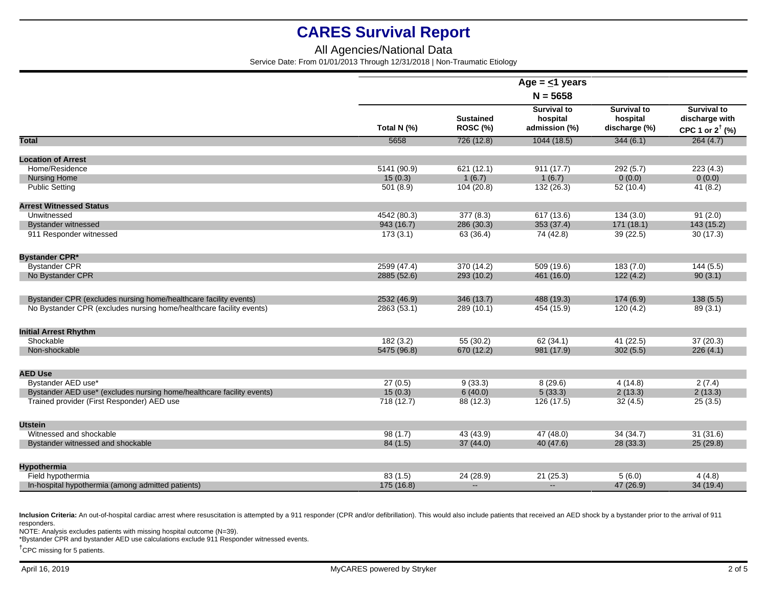# CARES Survival Report

All Agencies/National Data

Service Date: From 01/01/2013 Through 12/31/2018 | Non-Traumatic Etiology

| | Age = ≤1 years<br>N = 5658 | | | | |
|---|---|---|---|---|---|
| | Total N (%) | Sustained ROSC (%) | Survival to hospital admission (%) | Survival to hospital discharge (%) | Survival to discharge with CPC 1 or 2† (%) |
| **Total** | 5658 | 726 (12.8) | 1044 (18.5) | 344 (6.1) | 264 (4.7) |
| **Location of Arrest** | | | | | |
| Home/Residence | 5141 (90.9) | 621 (12.1) | 911 (17.7) | 292 (5.7) | 223 (4.3) |
| Nursing Home | 15 (0.3) | 1 (6.7) | 1 (6.7) | 0 (0.0) | 0 (0.0) |
| Public Setting | 501 (8.9) | 104 (20.8) | 132 (26.3) | 52 (10.4) | 41 (8.2) |
| **Arrest Witnessed Status** | | | | | |
| Unwitnessed | 4542 (80.3) | 377 (8.3) | 617 (13.6) | 134 (3.0) | 91 (2.0) |
| Bystander witnessed | 943 (16.7) | 286 (30.3) | 353 (37.4) | 171 (18.1) | 143 (15.2) |
| 911 Responder witnessed | 173 (3.1) | 63 (36.4) | 74 (42.8) | 39 (22.5) | 30 (17.3) |
| **Bystander CPR*** | | | | | |
| Bystander CPR | 2599 (47.4) | 370 (14.2) | 509 (19.6) | 183 (7.0) | 144 (5.5) |
| No Bystander CPR | 2885 (52.6) | 293 (10.2) | 461 (16.0) | 122 (4.2) | 90 (3.1) |
| Bystander CPR (excludes nursing home/healthcare facility events) | 2532 (46.9) | 346 (13.7) | 488 (19.3) | 174 (6.9) | 138 (5.5) |
| No Bystander CPR (excludes nursing home/healthcare facility events) | 2863 (53.1) | 289 (10.1) | 454 (15.9) | 120 (4.2) | 89 (3.1) |
| **Initial Arrest Rhythm** | | | | | |
| Shockable | 182 (3.2) | 55 (30.2) | 62 (34.1) | 41 (22.5) | 37 (20.3) |
| Non-shockable | 5475 (96.8) | 670 (12.2) | 981 (17.9) | 302 (5.5) | 226 (4.1) |
| **AED Use** | | | | | |
| Bystander AED use* | 27 (0.5) | 9 (33.3) | 8 (29.6) | 4 (14.8) | 2 (7.4) |
| Bystander AED use* (excludes nursing home/healthcare facility events) | 15 (0.3) | 6 (40.0) | 5 (33.3) | 2 (13.3) | 2 (13.3) |
| Trained provider (First Responder) AED use | 718 (12.7) | 88 (12.3) | 126 (17.5) | 32 (4.5) | 25 (3.5) |
| **Utstein** | | | | | |
| Witnessed and shockable | 98 (1.7) | 43 (43.9) | 47 (48.0) | 34 (34.7) | 31 (31.6) |
| Bystander witnessed and shockable | 84 (1.5) | 37 (44.0) | 40 (47.6) | 28 (33.3) | 25 (29.8) |
| **Hypothermia** | | | | | |
| Field hypothermia | 83 (1.5) | 24 (28.9) | 21 (25.3) | 5 (6.0) | 4 (4.8) |
| In-hospital hypothermia (among admitted patients) | 175 (16.8) | -- | -- | 47 (26.9) | 34 (19.4) |

**Inclusion Criteria:** An out-of-hospital cardiac arrest where resuscitation is attempted by a 911 responder (CPR and/or defibrillation). This would also include patients that received an AED shock by a bystander prior to the arrival of 911 responders.

NOTE: Analysis excludes patients with missing hospital outcome (N=39).

*Bystander CPR and bystander AED use calculations exclude 911 Responder witnessed events.

†CPC missing for 5 patients.

April 16, 2019 MyCARES powered by Stryker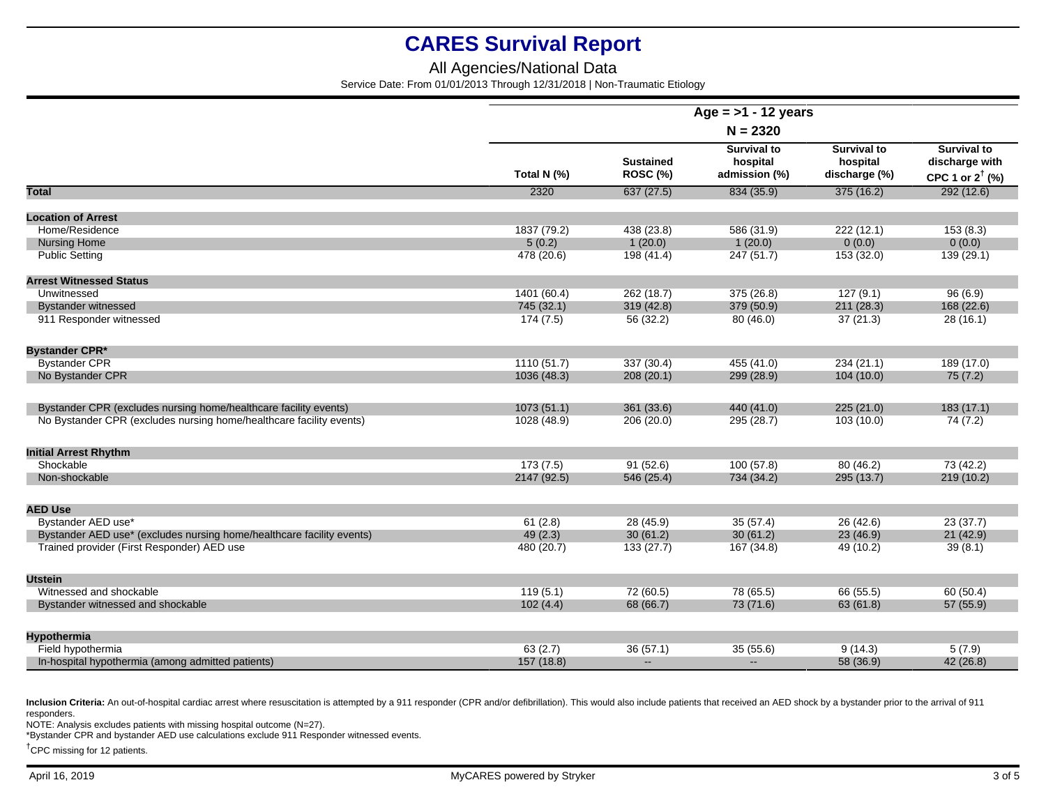# CARES Survival Report

All Agencies/National Data

Service Date: From 01/01/2013 Through 12/31/2018 | Non-Traumatic Etiology

| | Age = >1 - 12 years | | | | |
|---|---|---|---|---|---|
| | N = 2320 | | | | |
| | Total N (%) | Sustained ROSC (%) | Survival to hospital admission (%) | Survival to hospital discharge (%) | Survival to discharge with CPC 1 or 2† (%) |
| **Total** | 2320 | 637 (27.5) | 834 (35.9) | 375 (16.2) | 292 (12.6) |
| **Location of Arrest** | | | | | |
| Home/Residence | 1837 (79.2) | 438 (23.8) | 586 (31.9) | 222 (12.1) | 153 (8.3) |
| Nursing Home | 5 (0.2) | 1 (20.0) | 1 (20.0) | 0 (0.0) | 0 (0.0) |
| Public Setting | 478 (20.6) | 198 (41.4) | 247 (51.7) | 153 (32.0) | 139 (29.1) |
| **Arrest Witnessed Status** | | | | | |
| Unwitnessed | 1401 (60.4) | 262 (18.7) | 375 (26.8) | 127 (9.1) | 96 (6.9) |
| Bystander witnessed | 745 (32.1) | 319 (42.8) | 379 (50.9) | 211 (28.3) | 168 (22.6) |
| 911 Responder witnessed | 174 (7.5) | 56 (32.2) | 80 (46.0) | 37 (21.3) | 28 (16.1) |
| **Bystander CPR*** | | | | | |
| Bystander CPR | 1110 (51.7) | 337 (30.4) | 455 (41.0) | 234 (21.1) | 189 (17.0) |
| No Bystander CPR | 1036 (48.3) | 208 (20.1) | 299 (28.9) | 104 (10.0) | 75 (7.2) |
| Bystander CPR (excludes nursing home/healthcare facility events) | 1073 (51.1) | 361 (33.6) | 440 (41.0) | 225 (21.0) | 183 (17.1) |
| No Bystander CPR (excludes nursing home/healthcare facility events) | 1028 (48.9) | 206 (20.0) | 295 (28.7) | 103 (10.0) | 74 (7.2) |
| **Initial Arrest Rhythm** | | | | | |
| Shockable | 173 (7.5) | 91 (52.6) | 100 (57.8) | 80 (46.2) | 73 (42.2) |
| Non-shockable | 2147 (92.5) | 546 (25.4) | 734 (34.2) | 295 (13.7) | 219 (10.2) |
| **AED Use** | | | | | |
| Bystander AED use* | 61 (2.8) | 28 (45.9) | 35 (57.4) | 26 (42.6) | 23 (37.7) |
| Bystander AED use* (excludes nursing home/healthcare facility events) | 49 (2.3) | 30 (61.2) | 30 (61.2) | 23 (46.9) | 21 (42.9) |
| Trained provider (First Responder) AED use | 480 (20.7) | 133 (27.7) | 167 (34.8) | 49 (10.2) | 39 (8.1) |
| **Utstein** | | | | | |
| Witnessed and shockable | 119 (5.1) | 72 (60.5) | 78 (65.5) | 66 (55.5) | 60 (50.4) |
| Bystander witnessed and shockable | 102 (4.4) | 68 (66.7) | 73 (71.6) | 63 (61.8) | 57 (55.9) |
| **Hypothermia** | | | | | |
| Field hypothermia | 63 (2.7) | 36 (57.1) | 35 (55.6) | 9 (14.3) | 5 (7.9) |
| In-hospital hypothermia (among admitted patients) | 157 (18.8) | -- | -- | 58 (36.9) | 42 (26.8) |

**Inclusion Criteria:** An out-of-hospital cardiac arrest where resuscitation is attempted by a 911 responder (CPR and/or defibrillation). This would also include patients that received an AED shock by a bystander prior to the arrival of 911 responders.

NOTE: Analysis excludes patients with missing hospital outcome (N=27).

*Bystander CPR and bystander AED use calculations exclude 911 Responder witnessed events.

†CPC missing for 12 patients.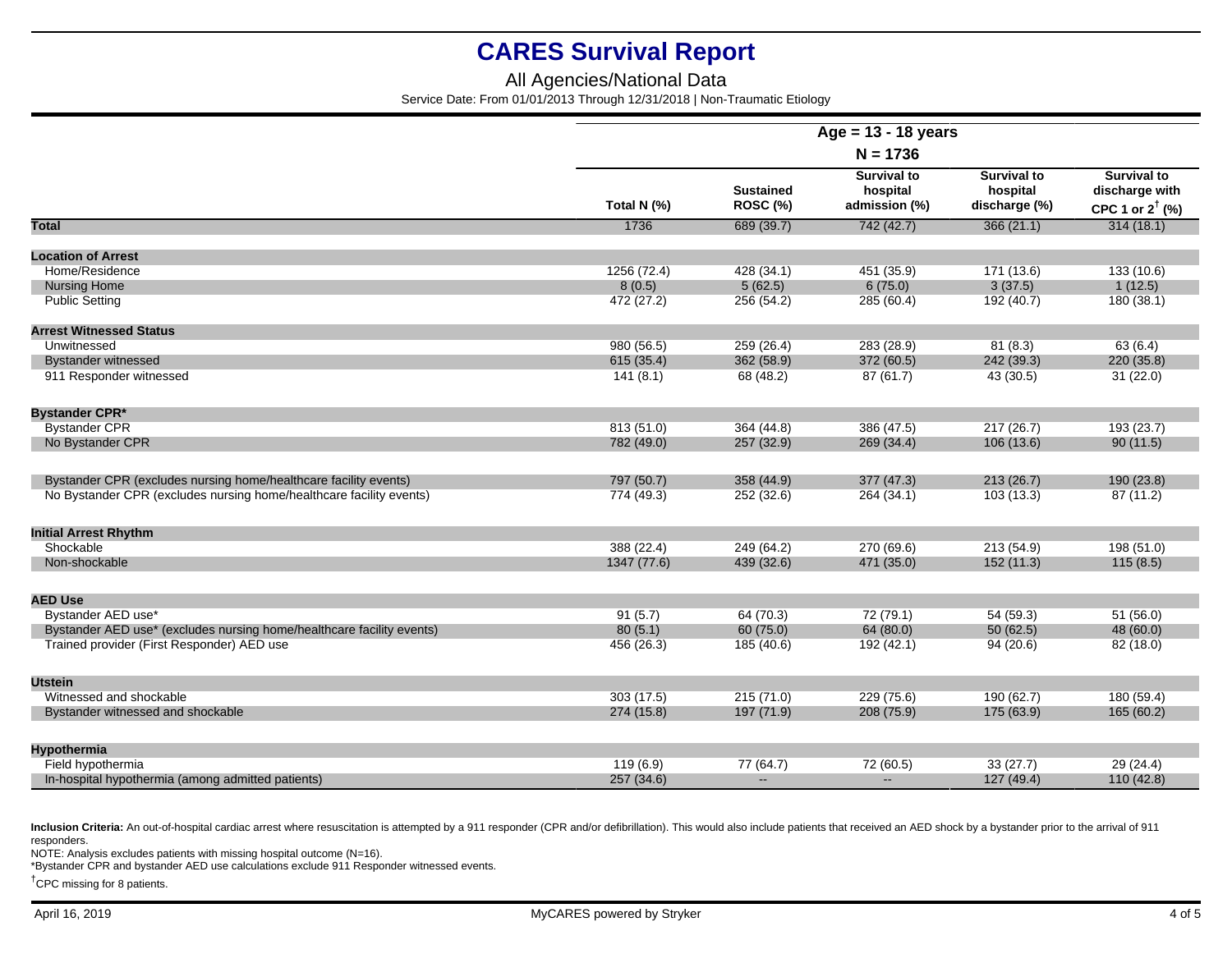# CARES Survival Report

All Agencies/National Data

Service Date: From 01/01/2013 Through 12/31/2018 | Non-Traumatic Etiology

| | Age = 13 - 18 years | | | | |
|---|---|---|---|---|---|
| | N = 1736 | | | | |
| | Total N (%) | Sustained ROSC (%) | Survival to hospital admission (%) | Survival to hospital discharge (%) | Survival to discharge with CPC 1 or 2† (%) |
| **Total** | 1736 | 689 (39.7) | 742 (42.7) | 366 (21.1) | 314 (18.1) |
| **Location of Arrest** | | | | | |
| Home/Residence | 1256 (72.4) | 428 (34.1) | 451 (35.9) | 171 (13.6) | 133 (10.6) |
| Nursing Home | 8 (0.5) | 5 (62.5) | 6 (75.0) | 3 (37.5) | 1 (12.5) |
| Public Setting | 472 (27.2) | 256 (54.2) | 285 (60.4) | 192 (40.7) | 180 (38.1) |
| **Arrest Witnessed Status** | | | | | |
| Unwitnessed | 980 (56.5) | 259 (26.4) | 283 (28.9) | 81 (8.3) | 63 (6.4) |
| Bystander witnessed | 615 (35.4) | 362 (58.9) | 372 (60.5) | 242 (39.3) | 220 (35.8) |
| 911 Responder witnessed | 141 (8.1) | 68 (48.2) | 87 (61.7) | 43 (30.5) | 31 (22.0) |
| **Bystander CPR*** | | | | | |
| Bystander CPR | 813 (51.0) | 364 (44.8) | 386 (47.5) | 217 (26.7) | 193 (23.7) |
| No Bystander CPR | 782 (49.0) | 257 (32.9) | 269 (34.4) | 106 (13.6) | 90 (11.5) |
| Bystander CPR (excludes nursing home/healthcare facility events) | 797 (50.7) | 358 (44.9) | 377 (47.3) | 213 (26.7) | 190 (23.8) |
| No Bystander CPR (excludes nursing home/healthcare facility events) | 774 (49.3) | 252 (32.6) | 264 (34.1) | 103 (13.3) | 87 (11.2) |
| **Initial Arrest Rhythm** | | | | | |
| Shockable | 388 (22.4) | 249 (64.2) | 270 (69.6) | 213 (54.9) | 198 (51.0) |
| Non-shockable | 1347 (77.6) | 439 (32.6) | 471 (35.0) | 152 (11.3) | 115 (8.5) |
| **AED Use** | | | | | |
| Bystander AED use* | 91 (5.7) | 64 (70.3) | 72 (79.1) | 54 (59.3) | 51 (56.0) |
| Bystander AED use* (excludes nursing home/healthcare facility events) | 80 (5.1) | 60 (75.0) | 64 (80.0) | 50 (62.5) | 48 (60.0) |
| Trained provider (First Responder) AED use | 456 (26.3) | 185 (40.6) | 192 (42.1) | 94 (20.6) | 82 (18.0) |
| **Utstein** | | | | | |
| Witnessed and shockable | 303 (17.5) | 215 (71.0) | 229 (75.6) | 190 (62.7) | 180 (59.4) |
| Bystander witnessed and shockable | 274 (15.8) | 197 (71.9) | 208 (75.9) | 175 (63.9) | 165 (60.2) |
| **Hypothermia** | | | | | |
| Field hypothermia | 119 (6.9) | 77 (64.7) | 72 (60.5) | 33 (27.7) | 29 (24.4) |
| In-hospital hypothermia (among admitted patients) | 257 (34.6) | -- | -- | 127 (49.4) | 110 (42.8) |

**Inclusion Criteria:** An out-of-hospital cardiac arrest where resuscitation is attempted by a 911 responder (CPR and/or defibrillation). This would also include patients that received an AED shock by a bystander prior to the arrival of 911 responders.

NOTE: Analysis excludes patients with missing hospital outcome (N=16).

*Bystander CPR and bystander AED use calculations exclude 911 Responder witnessed events.

†CPC missing for 8 patients.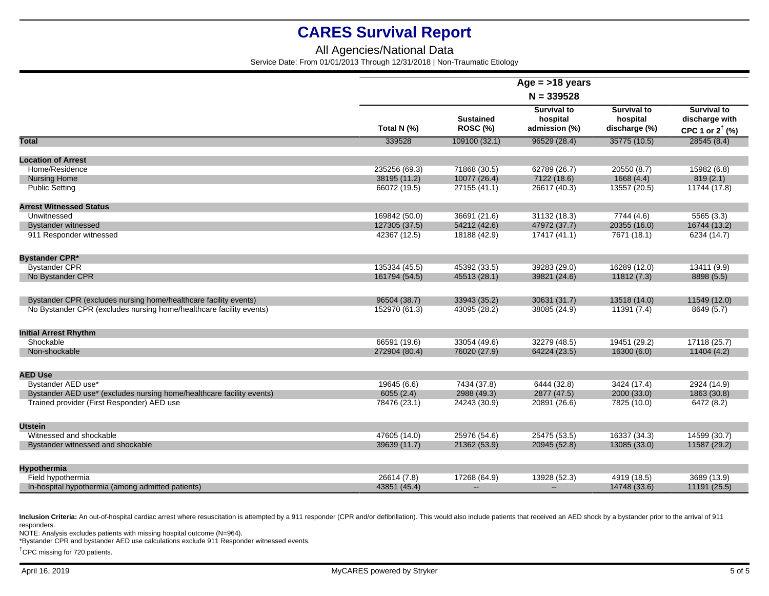# CARES Survival Report

All Agencies/National Data

Service Date: From 01/01/2013 Through 12/31/2018 | Non-Traumatic Etiology

| | Age = >18 years | | | | |
|---|---|---|---|---|---|
| | N = 339528 | | | | |
| | Total N (%) | Sustained ROSC (%) | Survival to hospital admission (%) | Survival to hospital discharge (%) | Survival to discharge with CPC 1 or 2† (%) |
| **Total** | 339528 | 109100 (32.1) | 96529 (28.4) | 35775 (10.5) | 28545 (8.4) |
| **Location of Arrest** | | | | | |
| Home/Residence | 235256 (69.3) | 71868 (30.5) | 62789 (26.7) | 20550 (8.7) | 15982 (6.8) |
| Nursing Home | 38195 (11.2) | 10077 (26.4) | 7122 (18.6) | 1668 (4.4) | 819 (2.1) |
| Public Setting | 66072 (19.5) | 27155 (41.1) | 26617 (40.3) | 13557 (20.5) | 11744 (17.8) |
| **Arrest Witnessed Status** | | | | | |
| Unwitnessed | 169842 (50.0) | 36691 (21.6) | 31132 (18.3) | 7744 (4.6) | 5565 (3.3) |
| Bystander witnessed | 127305 (37.5) | 54212 (42.6) | 47972 (37.7) | 20355 (16.0) | 16744 (13.2) |
| 911 Responder witnessed | 42367 (12.5) | 18188 (42.9) | 17417 (41.1) | 7671 (18.1) | 6234 (14.7) |
| **Bystander CPR*** | | | | | |
| Bystander CPR | 135334 (45.5) | 45392 (33.5) | 39283 (29.0) | 16289 (12.0) | 13411 (9.9) |
| No Bystander CPR | 161794 (54.5) | 45513 (28.1) | 39821 (24.6) | 11812 (7.3) | 8898 (5.5) |
| Bystander CPR (excludes nursing home/healthcare facility events) | 96504 (38.7) | 33943 (35.2) | 30631 (31.7) | 13518 (14.0) | 11549 (12.0) |
| No Bystander CPR (excludes nursing home/healthcare facility events) | 152970 (61.3) | 43095 (28.2) | 38085 (24.9) | 11391 (7.4) | 8649 (5.7) |
| **Initial Arrest Rhythm** | | | | | |
| Shockable | 66591 (19.6) | 33054 (49.6) | 32279 (48.5) | 19451 (29.2) | 17118 (25.7) |
| Non-shockable | 272904 (80.4) | 76020 (27.9) | 64224 (23.5) | 16300 (6.0) | 11404 (4.2) |
| **AED Use** | | | | | |
| Bystander AED use* | 19645 (6.6) | 7434 (37.8) | 6444 (32.8) | 3424 (17.4) | 2924 (14.9) |
| Bystander AED use* (excludes nursing home/healthcare facility events) | 6055 (2.4) | 2988 (49.3) | 2877 (47.5) | 2000 (33.0) | 1863 (30.8) |
| Trained provider (First Responder) AED use | 78476 (23.1) | 24243 (30.9) | 20891 (26.6) | 7825 (10.0) | 6472 (8.2) |
| **Utstein** | | | | | |
| Witnessed and shockable | 47605 (14.0) | 25976 (54.6) | 25475 (53.5) | 16337 (34.3) | 14599 (30.7) |
| Bystander witnessed and shockable | 39639 (11.7) | 21362 (53.9) | 20945 (52.8) | 13085 (33.0) | 11587 (29.2) |
| **Hypothermia** | | | | | |
| Field hypothermia | 26614 (7.8) | 17268 (64.9) | 13928 (52.3) | 4919 (18.5) | 3689 (13.9) |
| In-hospital hypothermia (among admitted patients) | 43851 (45.4) | -- | -- | 14748 (33.6) | 11191 (25.5) |

**Inclusion Criteria:** An out-of-hospital cardiac arrest where resuscitation is attempted by a 911 responder (CPR and/or defibrillation). This would also include patients that received an AED shock by a bystander prior to the arrival of 911 responders.

NOTE: Analysis excludes patients with missing hospital outcome (N=964).

*Bystander CPR and bystander AED use calculations exclude 911 Responder witnessed events.

†CPC missing for 720 patients.

April 16, 2019

MyCARES powered by Stryker